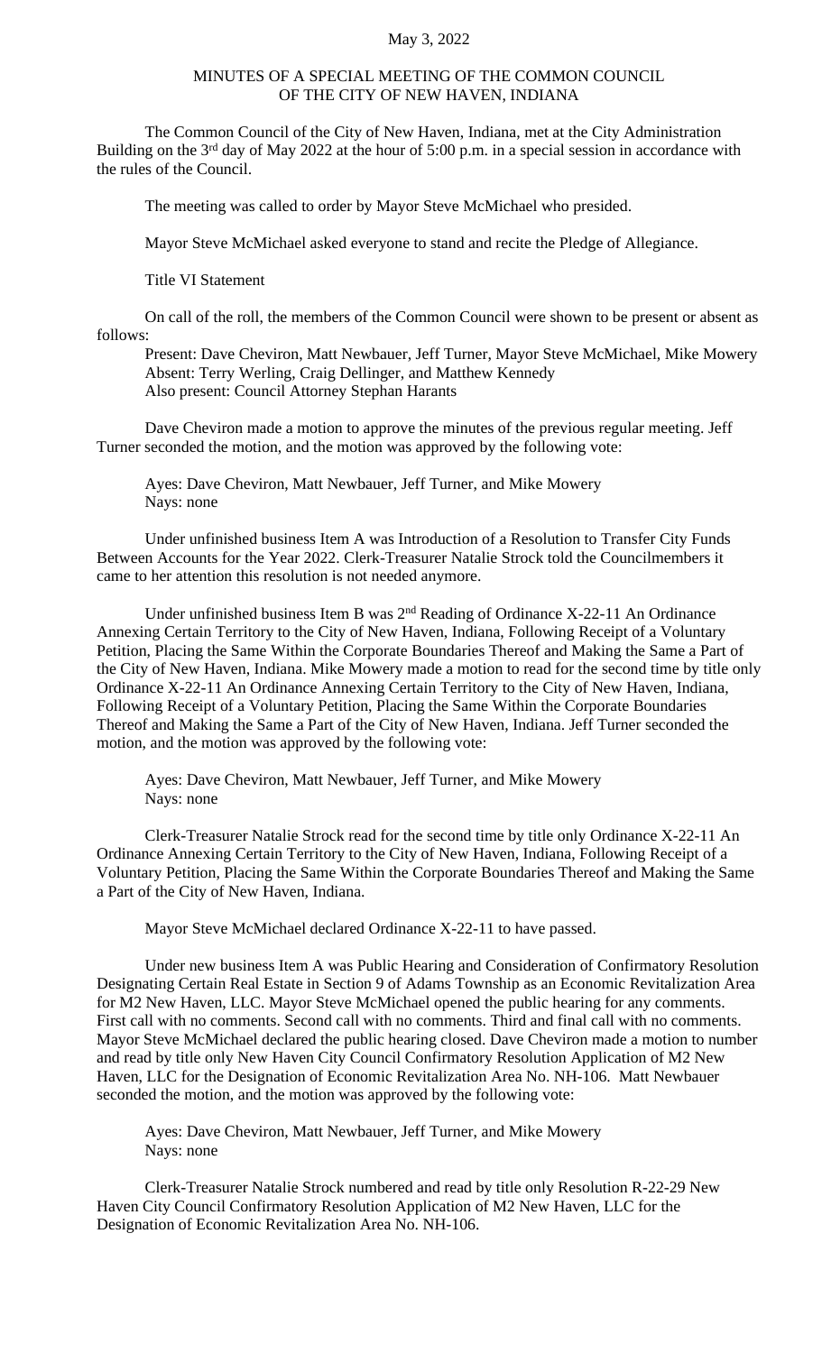May 3, 2022

# MINUTES OF A SPECIAL MEETING OF THE COMMON COUNCIL OF THE CITY OF NEW HAVEN, INDIANA

The Common Council of the City of New Haven, Indiana, met at the City Administration Building on the 3rd day of May 2022 at the hour of 5:00 p.m. in a special session in accordance with the rules of the Council.

The meeting was called to order by Mayor Steve McMichael who presided.

Mayor Steve McMichael asked everyone to stand and recite the Pledge of Allegiance.

Title VI Statement

On call of the roll, the members of the Common Council were shown to be present or absent as follows:

Present: Dave Cheviron, Matt Newbauer, Jeff Turner, Mayor Steve McMichael, Mike Mowery
Absent: Terry Werling, Craig Dellinger, and Matthew Kennedy
Also present: Council Attorney Stephan Harants

Dave Cheviron made a motion to approve the minutes of the previous regular meeting. Jeff Turner seconded the motion, and the motion was approved by the following vote:

Ayes: Dave Cheviron, Matt Newbauer, Jeff Turner, and Mike Mowery
Nays: none

Under unfinished business Item A was Introduction of a Resolution to Transfer City Funds Between Accounts for the Year 2022. Clerk-Treasurer Natalie Strock told the Councilmembers it came to her attention this resolution is not needed anymore.

Under unfinished business Item B was 2nd Reading of Ordinance X-22-11 An Ordinance Annexing Certain Territory to the City of New Haven, Indiana, Following Receipt of a Voluntary Petition, Placing the Same Within the Corporate Boundaries Thereof and Making the Same a Part of the City of New Haven, Indiana. Mike Mowery made a motion to read for the second time by title only Ordinance X-22-11 An Ordinance Annexing Certain Territory to the City of New Haven, Indiana, Following Receipt of a Voluntary Petition, Placing the Same Within the Corporate Boundaries Thereof and Making the Same a Part of the City of New Haven, Indiana. Jeff Turner seconded the motion, and the motion was approved by the following vote:

Ayes: Dave Cheviron, Matt Newbauer, Jeff Turner, and Mike Mowery
Nays: none

Clerk-Treasurer Natalie Strock read for the second time by title only Ordinance X-22-11 An Ordinance Annexing Certain Territory to the City of New Haven, Indiana, Following Receipt of a Voluntary Petition, Placing the Same Within the Corporate Boundaries Thereof and Making the Same a Part of the City of New Haven, Indiana.

Mayor Steve McMichael declared Ordinance X-22-11 to have passed.

Under new business Item A was Public Hearing and Consideration of Confirmatory Resolution Designating Certain Real Estate in Section 9 of Adams Township as an Economic Revitalization Area for M2 New Haven, LLC. Mayor Steve McMichael opened the public hearing for any comments. First call with no comments. Second call with no comments. Third and final call with no comments. Mayor Steve McMichael declared the public hearing closed. Dave Cheviron made a motion to number and read by title only New Haven City Council Confirmatory Resolution Application of M2 New Haven, LLC for the Designation of Economic Revitalization Area No. NH-106. Matt Newbauer seconded the motion, and the motion was approved by the following vote:

Ayes: Dave Cheviron, Matt Newbauer, Jeff Turner, and Mike Mowery
Nays: none

Clerk-Treasurer Natalie Strock numbered and read by title only Resolution R-22-29 New Haven City Council Confirmatory Resolution Application of M2 New Haven, LLC for the Designation of Economic Revitalization Area No. NH-106.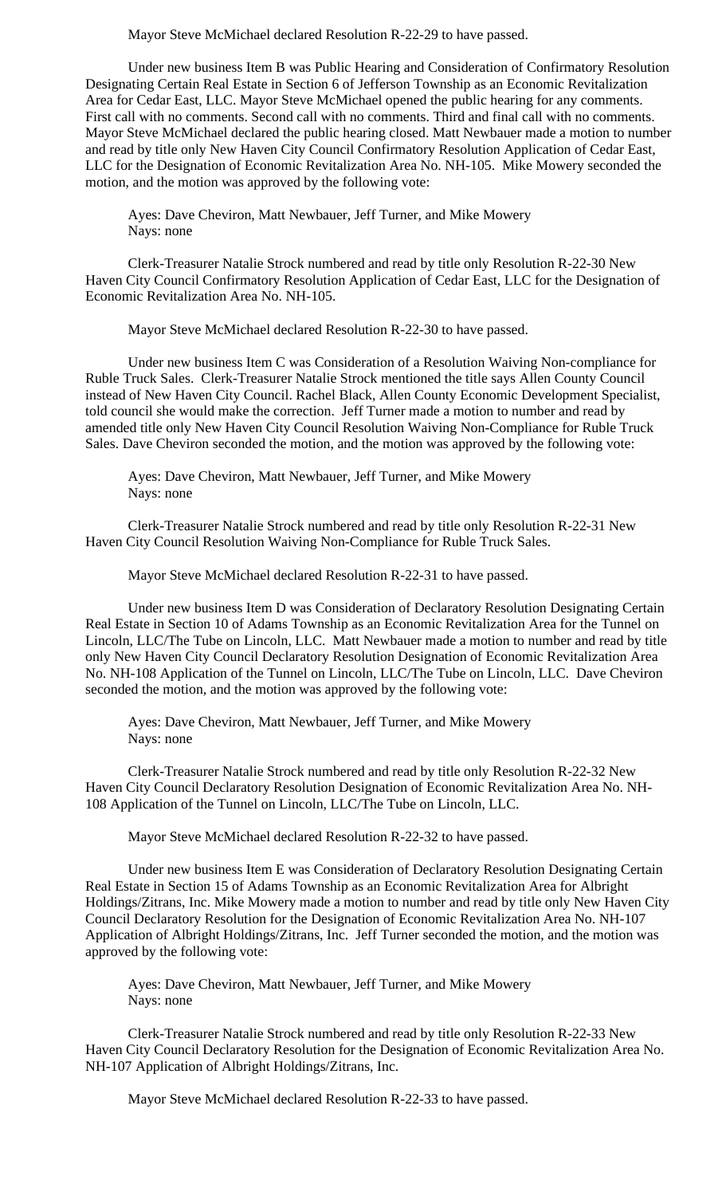Mayor Steve McMichael declared Resolution R-22-29 to have passed.

Under new business Item B was Public Hearing and Consideration of Confirmatory Resolution Designating Certain Real Estate in Section 6 of Jefferson Township as an Economic Revitalization Area for Cedar East, LLC. Mayor Steve McMichael opened the public hearing for any comments. First call with no comments. Second call with no comments. Third and final call with no comments. Mayor Steve McMichael declared the public hearing closed. Matt Newbauer made a motion to number and read by title only New Haven City Council Confirmatory Resolution Application of Cedar East, LLC for the Designation of Economic Revitalization Area No. NH-105. Mike Mowery seconded the motion, and the motion was approved by the following vote:

Ayes: Dave Cheviron, Matt Newbauer, Jeff Turner, and Mike Mowery
Nays: none

Clerk-Treasurer Natalie Strock numbered and read by title only Resolution R-22-30 New Haven City Council Confirmatory Resolution Application of Cedar East, LLC for the Designation of Economic Revitalization Area No. NH-105.

Mayor Steve McMichael declared Resolution R-22-30 to have passed.

Under new business Item C was Consideration of a Resolution Waiving Non-compliance for Ruble Truck Sales. Clerk-Treasurer Natalie Strock mentioned the title says Allen County Council instead of New Haven City Council. Rachel Black, Allen County Economic Development Specialist, told council she would make the correction. Jeff Turner made a motion to number and read by amended title only New Haven City Council Resolution Waiving Non-Compliance for Ruble Truck Sales. Dave Cheviron seconded the motion, and the motion was approved by the following vote:

Ayes: Dave Cheviron, Matt Newbauer, Jeff Turner, and Mike Mowery
Nays: none

Clerk-Treasurer Natalie Strock numbered and read by title only Resolution R-22-31 New Haven City Council Resolution Waiving Non-Compliance for Ruble Truck Sales.

Mayor Steve McMichael declared Resolution R-22-31 to have passed.

Under new business Item D was Consideration of Declaratory Resolution Designating Certain Real Estate in Section 10 of Adams Township as an Economic Revitalization Area for the Tunnel on Lincoln, LLC/The Tube on Lincoln, LLC. Matt Newbauer made a motion to number and read by title only New Haven City Council Declaratory Resolution Designation of Economic Revitalization Area No. NH-108 Application of the Tunnel on Lincoln, LLC/The Tube on Lincoln, LLC. Dave Cheviron seconded the motion, and the motion was approved by the following vote:

Ayes: Dave Cheviron, Matt Newbauer, Jeff Turner, and Mike Mowery
Nays: none

Clerk-Treasurer Natalie Strock numbered and read by title only Resolution R-22-32 New Haven City Council Declaratory Resolution Designation of Economic Revitalization Area No. NH-108 Application of the Tunnel on Lincoln, LLC/The Tube on Lincoln, LLC.

Mayor Steve McMichael declared Resolution R-22-32 to have passed.

Under new business Item E was Consideration of Declaratory Resolution Designating Certain Real Estate in Section 15 of Adams Township as an Economic Revitalization Area for Albright Holdings/Zitrans, Inc. Mike Mowery made a motion to number and read by title only New Haven City Council Declaratory Resolution for the Designation of Economic Revitalization Area No. NH-107 Application of Albright Holdings/Zitrans, Inc. Jeff Turner seconded the motion, and the motion was approved by the following vote:

Ayes: Dave Cheviron, Matt Newbauer, Jeff Turner, and Mike Mowery
Nays: none

Clerk-Treasurer Natalie Strock numbered and read by title only Resolution R-22-33 New Haven City Council Declaratory Resolution for the Designation of Economic Revitalization Area No. NH-107 Application of Albright Holdings/Zitrans, Inc.

Mayor Steve McMichael declared Resolution R-22-33 to have passed.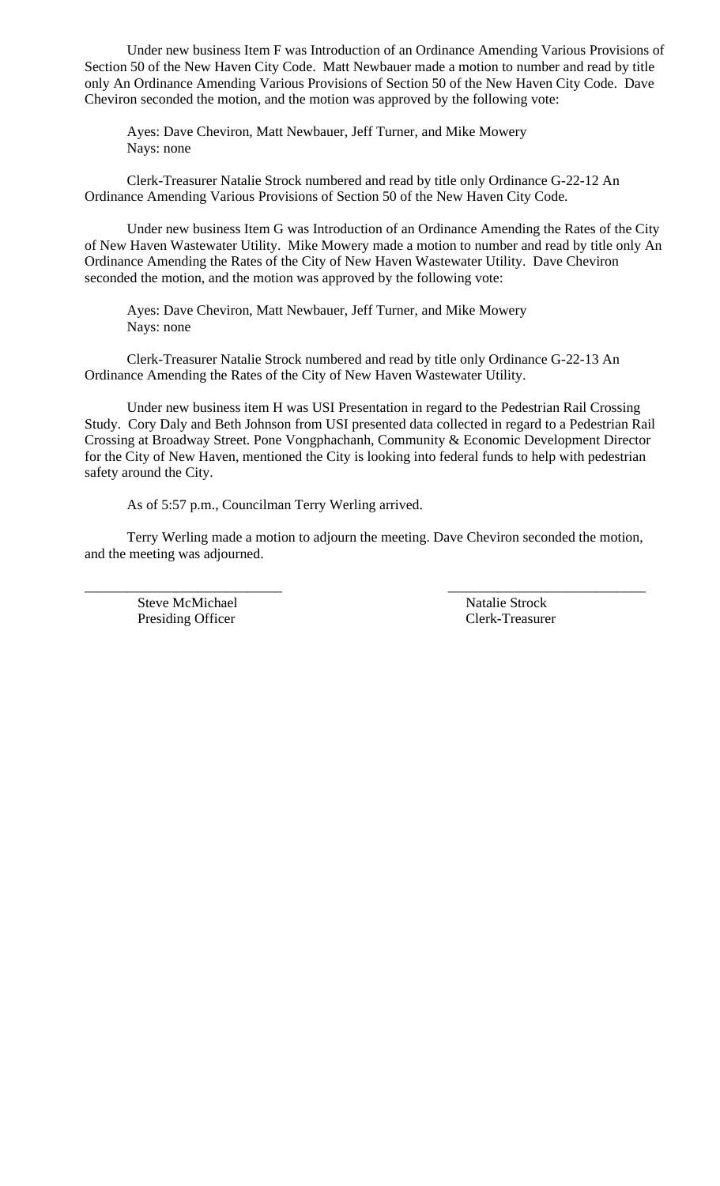Under new business Item F was Introduction of an Ordinance Amending Various Provisions of Section 50 of the New Haven City Code. Matt Newbauer made a motion to number and read by title only An Ordinance Amending Various Provisions of Section 50 of the New Haven City Code. Dave Cheviron seconded the motion, and the motion was approved by the following vote:

Ayes: Dave Cheviron, Matt Newbauer, Jeff Turner, and Mike Mowery
Nays: none

Clerk-Treasurer Natalie Strock numbered and read by title only Ordinance G-22-12 An Ordinance Amending Various Provisions of Section 50 of the New Haven City Code.

Under new business Item G was Introduction of an Ordinance Amending the Rates of the City of New Haven Wastewater Utility. Mike Mowery made a motion to number and read by title only An Ordinance Amending the Rates of the City of New Haven Wastewater Utility. Dave Cheviron seconded the motion, and the motion was approved by the following vote:

Ayes: Dave Cheviron, Matt Newbauer, Jeff Turner, and Mike Mowery
Nays: none

Clerk-Treasurer Natalie Strock numbered and read by title only Ordinance G-22-13 An Ordinance Amending the Rates of the City of New Haven Wastewater Utility.

Under new business item H was USI Presentation in regard to the Pedestrian Rail Crossing Study. Cory Daly and Beth Johnson from USI presented data collected in regard to a Pedestrian Rail Crossing at Broadway Street. Pone Vongphachanh, Community & Economic Development Director for the City of New Haven, mentioned the City is looking into federal funds to help with pedestrian safety around the City.

As of 5:57 p.m., Councilman Terry Werling arrived.

Terry Werling made a motion to adjourn the meeting. Dave Cheviron seconded the motion, and the meeting was adjourned.

\_\_\_\_\_\_\_\_\_\_\_\_\_\_\_\_\_\_\_\_\_\_\_\_\_\_\_\_
Steve McMichael
Presiding Officer

\_\_\_\_\_\_\_\_\_\_\_\_\_\_\_\_\_\_\_\_\_\_\_\_\_\_\_\_
Natalie Strock
Clerk-Treasurer